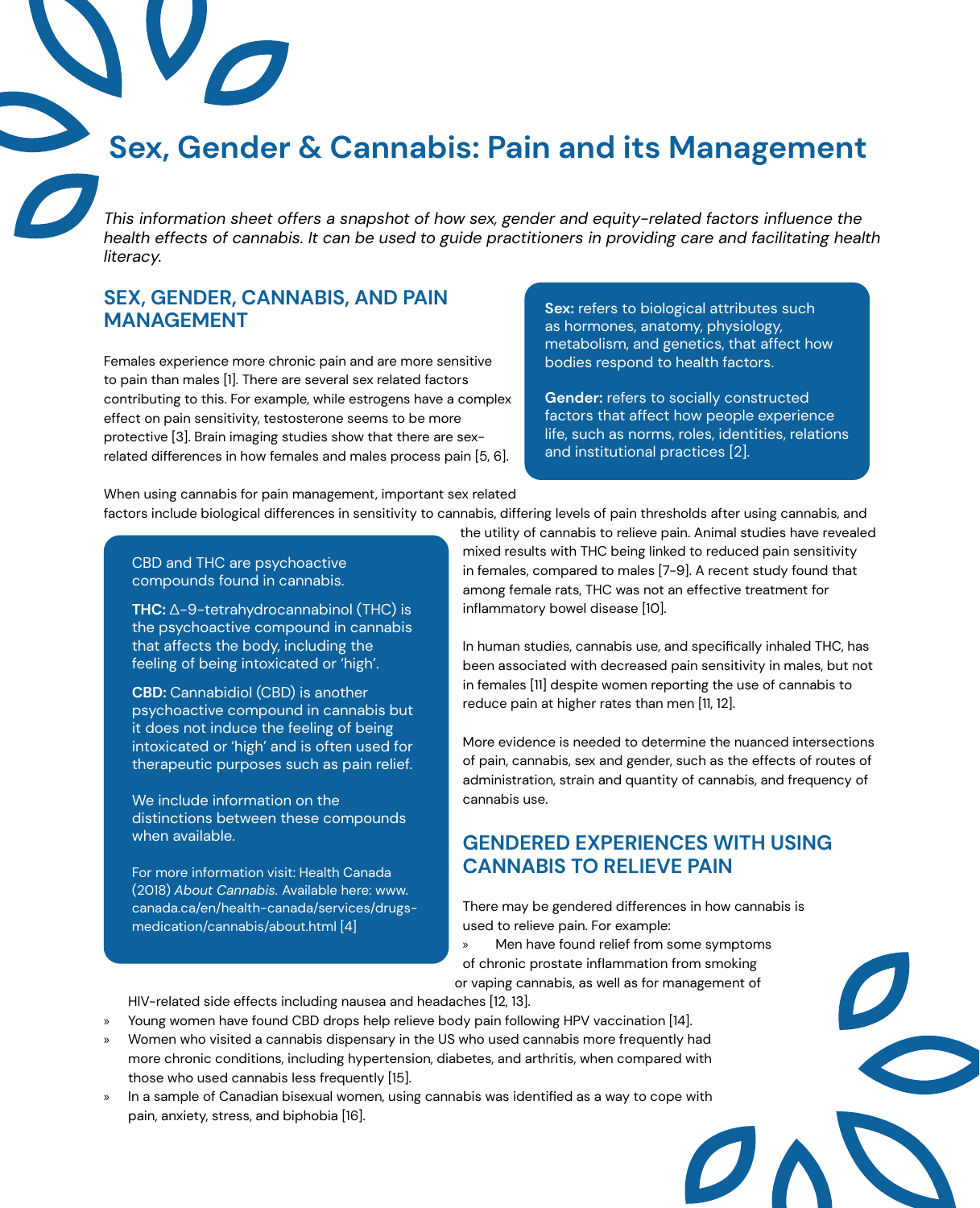# Sex, Gender & Cannabis: Pain and its Management

*This information sheet offers a snapshot of how sex, gender and equity-related factors influence the health effects of cannabis. It can be used to guide practitioners in providing care and facilitating health literacy.*

## SEX, GENDER, CANNABIS, AND PAIN MANAGEMENT

Females experience more chronic pain and are more sensitive to pain than males [1]. There are several sex related factors contributing to this. For example, while estrogens have a complex effect on pain sensitivity, testosterone seems to be more protective [3]. Brain imaging studies show that there are sex-related differences in how females and males process pain [5, 6].

> **Sex:** refers to biological attributes such as hormones, anatomy, physiology, metabolism, and genetics, that affect how bodies respond to health factors.
>
> **Gender:** refers to socially constructed factors that affect how people experience life, such as norms, roles, identities, relations and institutional practices [2].

When using cannabis for pain management, important sex related factors include biological differences in sensitivity to cannabis, differing levels of pain thresholds after using cannabis, and the utility of cannabis to relieve pain. Animal studies have revealed mixed results with THC being linked to reduced pain sensitivity in females, compared to males [7-9]. A recent study found that among female rats, THC was not an effective treatment for inflammatory bowel disease [10].

In human studies, cannabis use, and specifically inhaled THC, has been associated with decreased pain sensitivity in males, but not in females [11] despite women reporting the use of cannabis to reduce pain at higher rates than men [11, 12].

More evidence is needed to determine the nuanced intersections of pain, cannabis, sex and gender, such as the effects of routes of administration, strain and quantity of cannabis, and frequency of cannabis use.

> CBD and THC are psychoactive compounds found in cannabis.
>
> **THC:** Δ-9-tetrahydrocannabinol (THC) is the psychoactive compound in cannabis that affects the body, including the feeling of being intoxicated or 'high'.
>
> **CBD:** Cannabidiol (CBD) is another psychoactive compound in cannabis but it does not induce the feeling of being intoxicated or 'high' and is often used for therapeutic purposes such as pain relief.
>
> We include information on the distinctions between these compounds when available.
>
> For more information visit: Health Canada (2018) *About Cannabis.* Available here: www.canada.ca/en/health-canada/services/drugs-medication/cannabis/about.html [4]

## GENDERED EXPERIENCES WITH USING CANNABIS TO RELIEVE PAIN

There may be gendered differences in how cannabis is used to relieve pain. For example:

- Men have found relief from some symptoms of chronic prostate inflammation from smoking or vaping cannabis, as well as for management of HIV-related side effects including nausea and headaches [12, 13].
- Young women have found CBD drops help relieve body pain following HPV vaccination [14].
- Women who visited a cannabis dispensary in the US who used cannabis more frequently had more chronic conditions, including hypertension, diabetes, and arthritis, when compared with those who used cannabis less frequently [15].
- In a sample of Canadian bisexual women, using cannabis was identified as a way to cope with pain, anxiety, stress, and biphobia [16].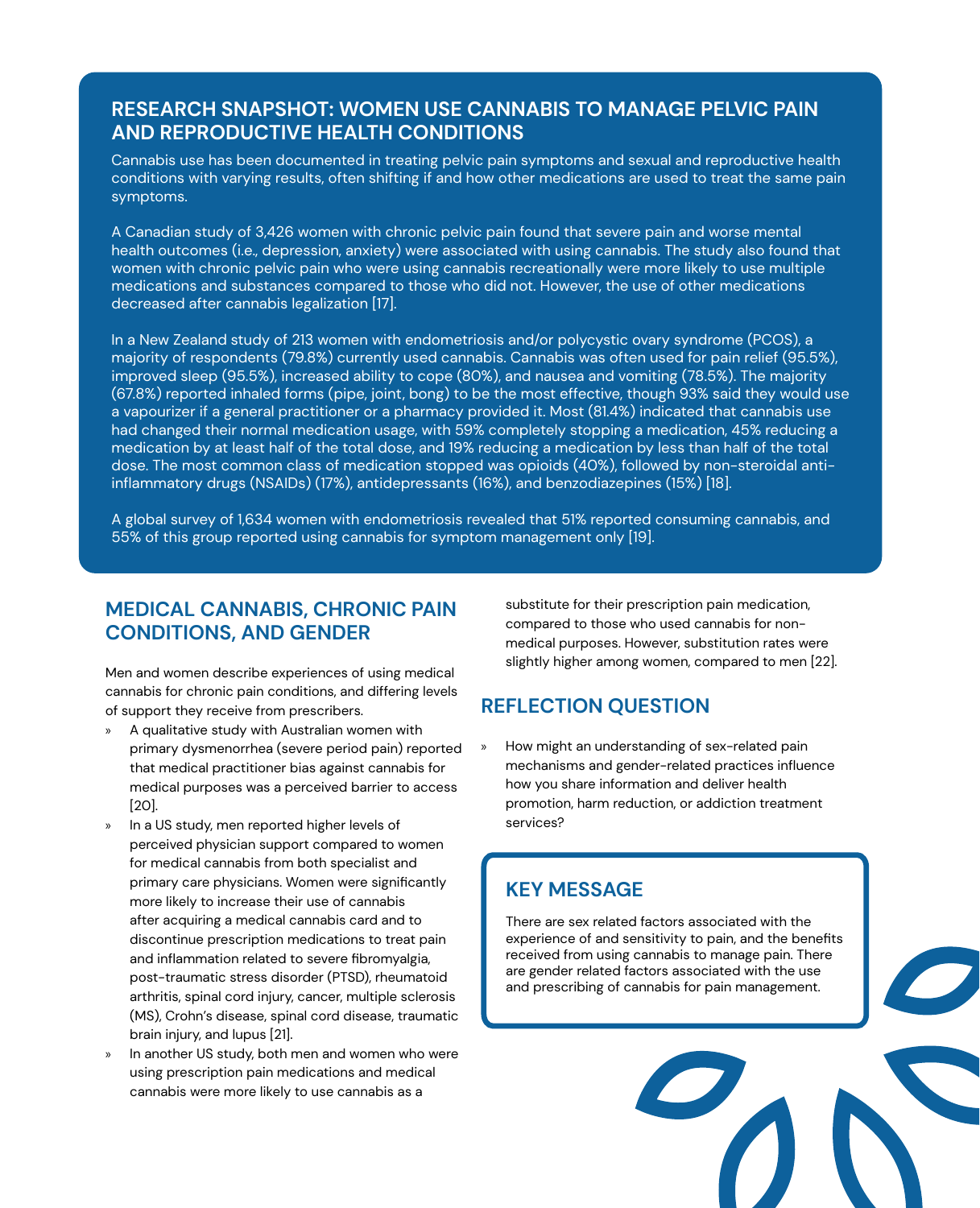## RESEARCH SNAPSHOT: WOMEN USE CANNABIS TO MANAGE PELVIC PAIN AND REPRODUCTIVE HEALTH CONDITIONS

Cannabis use has been documented in treating pelvic pain symptoms and sexual and reproductive health conditions with varying results, often shifting if and how other medications are used to treat the same pain symptoms.

A Canadian study of 3,426 women with chronic pelvic pain found that severe pain and worse mental health outcomes (i.e., depression, anxiety) were associated with using cannabis. The study also found that women with chronic pelvic pain who were using cannabis recreationally were more likely to use multiple medications and substances compared to those who did not. However, the use of other medications decreased after cannabis legalization [17].

In a New Zealand study of 213 women with endometriosis and/or polycystic ovary syndrome (PCOS), a majority of respondents (79.8%) currently used cannabis. Cannabis was often used for pain relief (95.5%), improved sleep (95.5%), increased ability to cope (80%), and nausea and vomiting (78.5%). The majority (67.8%) reported inhaled forms (pipe, joint, bong) to be the most effective, though 93% said they would use a vapourizer if a general practitioner or a pharmacy provided it. Most (81.4%) indicated that cannabis use had changed their normal medication usage, with 59% completely stopping a medication, 45% reducing a medication by at least half of the total dose, and 19% reducing a medication by less than half of the total dose. The most common class of medication stopped was opioids (40%), followed by non-steroidal anti-inflammatory drugs (NSAIDs) (17%), antidepressants (16%), and benzodiazepines (15%) [18].

A global survey of 1,634 women with endometriosis revealed that 51% reported consuming cannabis, and 55% of this group reported using cannabis for symptom management only [19].

## MEDICAL CANNABIS, CHRONIC PAIN CONDITIONS, AND GENDER

Men and women describe experiences of using medical cannabis for chronic pain conditions, and differing levels of support they receive from prescribers.

- A qualitative study with Australian women with primary dysmenorrhea (severe period pain) reported that medical practitioner bias against cannabis for medical purposes was a perceived barrier to access [20].
- In a US study, men reported higher levels of perceived physician support compared to women for medical cannabis from both specialist and primary care physicians. Women were significantly more likely to increase their use of cannabis after acquiring a medical cannabis card and to discontinue prescription medications to treat pain and inflammation related to severe fibromyalgia, post-traumatic stress disorder (PTSD), rheumatoid arthritis, spinal cord injury, cancer, multiple sclerosis (MS), Crohn's disease, spinal cord disease, traumatic brain injury, and lupus [21].
- In another US study, both men and women who were using prescription pain medications and medical cannabis were more likely to use cannabis as a substitute for their prescription pain medication, compared to those who used cannabis for non-medical purposes. However, substitution rates were slightly higher among women, compared to men [22].

## REFLECTION QUESTION

- How might an understanding of sex-related pain mechanisms and gender-related practices influence how you share information and deliver health promotion, harm reduction, or addiction treatment services?

## KEY MESSAGE

There are sex related factors associated with the experience of and sensitivity to pain, and the benefits received from using cannabis to manage pain. There are gender related factors associated with the use and prescribing of cannabis for pain management.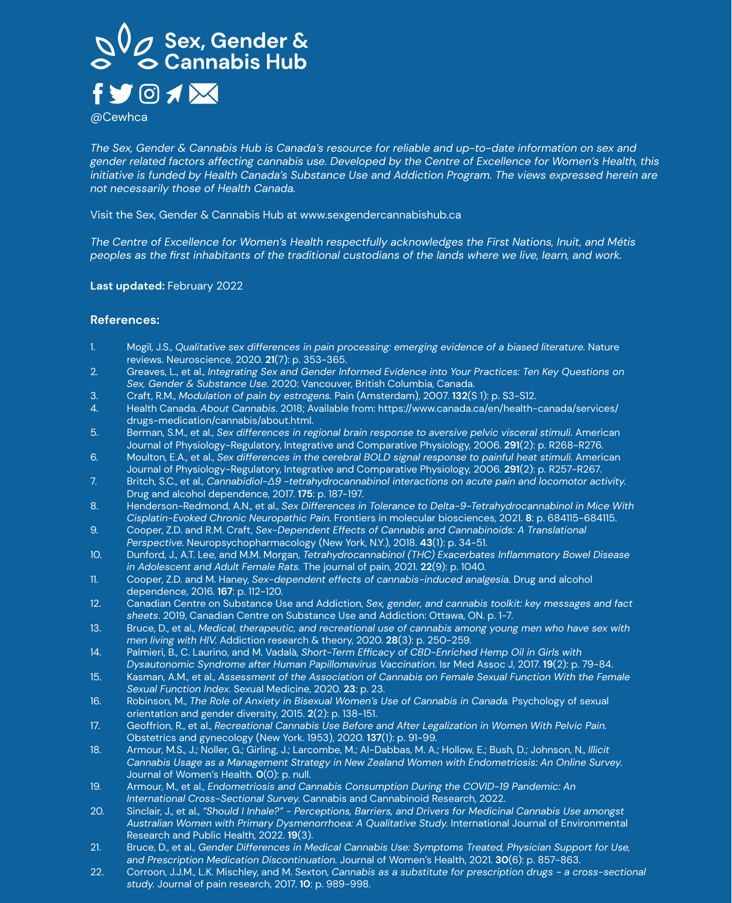# Sex, Gender & Cannabis Hub

@Cewhca

*The Sex, Gender & Cannabis Hub is Canada's resource for reliable and up-to-date information on sex and gender related factors affecting cannabis use. Developed by the Centre of Excellence for Women's Health, this initiative is funded by Health Canada's Substance Use and Addiction Program. The views expressed herein are not necessarily those of Health Canada.*

Visit the Sex, Gender & Cannabis Hub at www.sexgendercannabishub.ca

*The Centre of Excellence for Women's Health respectfully acknowledges the First Nations, Inuit, and Métis peoples as the first inhabitants of the traditional custodians of the lands where we live, learn, and work.*

**Last updated:** February 2022

**References:**

1. Mogil, J.S., *Qualitative sex differences in pain processing: emerging evidence of a biased literature*. Nature reviews. Neuroscience, 2020. **21**(7): p. 353-365.
2. Greaves, L., et al., *Integrating Sex and Gender Informed Evidence into Your Practices: Ten Key Questions on Sex, Gender & Substance Use*. 2020: Vancouver, British Columbia, Canada.
3. Craft, R.M., *Modulation of pain by estrogens*. Pain (Amsterdam), 2007. **132**(S 1): p. S3-S12.
4. Health Canada. *About Cannabis*. 2018; Available from: https://www.canada.ca/en/health-canada/services/drugs-medication/cannabis/about.html.
5. Berman, S.M., et al., *Sex differences in regional brain response to aversive pelvic visceral stimuli*. American Journal of Physiology-Regulatory, Integrative and Comparative Physiology, 2006. **291**(2): p. R268-R276.
6. Moulton, E.A., et al., *Sex differences in the cerebral BOLD signal response to painful heat stimuli*. American Journal of Physiology-Regulatory, Integrative and Comparative Physiology, 2006. **291**(2): p. R257-R267.
7. Britch, S.C., et al., *Cannabidiol-Δ9 -tetrahydrocannabinol interactions on acute pain and locomotor activity*. Drug and alcohol dependence, 2017. **175**: p. 187-197.
8. Henderson-Redmond, A.N., et al., *Sex Differences in Tolerance to Delta-9-Tetrahydrocannabinol in Mice With Cisplatin-Evoked Chronic Neuropathic Pain*. Frontiers in molecular biosciences, 2021. **8**: p. 684115-684115.
9. Cooper, Z.D. and R.M. Craft, *Sex-Dependent Effects of Cannabis and Cannabinoids: A Translational Perspective*. Neuropsychopharmacology (New York, N.Y.), 2018. **43**(1): p. 34-51.
10. Dunford, J., A.T. Lee, and M.M. Morgan, *Tetrahydrocannabinol (THC) Exacerbates Inflammatory Bowel Disease in Adolescent and Adult Female Rats*. The journal of pain, 2021. **22**(9): p. 1040.
11. Cooper, Z.D. and M. Haney, *Sex-dependent effects of cannabis-induced analgesia*. Drug and alcohol dependence, 2016. **167**: p. 112-120.
12. Canadian Centre on Substance Use and Addiction, *Sex, gender, and cannabis toolkit: key messages and fact sheets*. 2019, Canadian Centre on Substance Use and Addiction: Ottawa, ON. p. 1-7.
13. Bruce, D., et al., *Medical, therapeutic, and recreational use of cannabis among young men who have sex with men living with HIV*. Addiction research & theory, 2020. **28**(3): p. 250-259.
14. Palmieri, B., C. Laurino, and M. Vadalà, *Short-Term Efficacy of CBD-Enriched Hemp Oil in Girls with Dysautonomic Syndrome after Human Papillomavirus Vaccination*. Isr Med Assoc J, 2017. **19**(2): p. 79-84.
15. Kasman, A.M., et al., *Assessment of the Association of Cannabis on Female Sexual Function With the Female Sexual Function Index*. Sexual Medicine, 2020. **23**: p. 23.
16. Robinson, M., *The Role of Anxiety in Bisexual Women's Use of Cannabis in Canada*. Psychology of sexual orientation and gender diversity, 2015. **2**(2): p. 138-151.
17. Geoffrion, R., et al., *Recreational Cannabis Use Before and After Legalization in Women With Pelvic Pain*. Obstetrics and gynecology (New York. 1953), 2020. **137**(1): p. 91-99.
18. Armour, M.S., J.; Noller, G.; Girling, J.; Larcombe, M.; Al-Dabbas, M. A.; Hollow, E.; Bush, D.; Johnson, N., *Illicit Cannabis Usage as a Management Strategy in New Zealand Women with Endometriosis: An Online Survey*. Journal of Women's Health. **0**(0): p. null.
19. Armour, M., et al., *Endometriosis and Cannabis Consumption During the COVID-19 Pandemic: An International Cross-Sectional Survey*. Cannabis and Cannabinoid Research, 2022.
20. Sinclair, J., et al., *"Should I Inhale?" - Perceptions, Barriers, and Drivers for Medicinal Cannabis Use amongst Australian Women with Primary Dysmenorrhoea: A Qualitative Study*. International Journal of Environmental Research and Public Health, 2022. **19**(3).
21. Bruce, D., et al., *Gender Differences in Medical Cannabis Use: Symptoms Treated, Physician Support for Use, and Prescription Medication Discontinuation*. Journal of Women's Health, 2021. **30**(6): p. 857-863.
22. Corroon, J.J.M., L.K. Mischley, and M. Sexton, *Cannabis as a substitute for prescription drugs - a cross-sectional study*. Journal of pain research, 2017. **10**: p. 989-998.